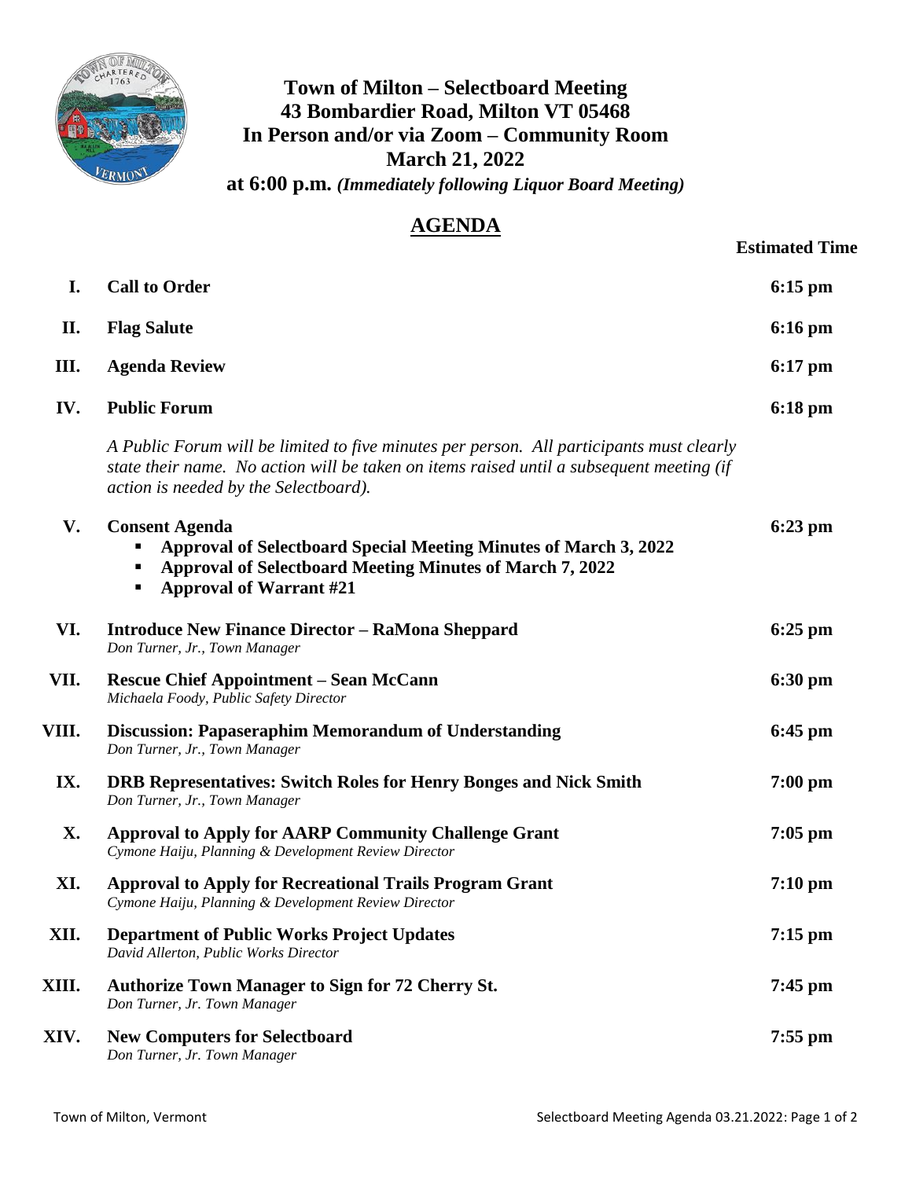# Town of Milton – Selectboard Meeting
## 43 Bombardier Road, Milton VT 05468
## In Person and/or via Zoom – Community Room
## March 21, 2022
**at 6:00 p.m.** ***(Immediately following Liquor Board Meeting)***

## AGENDA

| | | Estimated Time |
|---|---|---|
| **I.** | **Call to Order** | **6:15 pm** |
| **II.** | **Flag Salute** | **6:16 pm** |
| **III.** | **Agenda Review** | **6:17 pm** |
| **IV.** | **Public Forum**<br>*A Public Forum will be limited to five minutes per person. All participants must clearly state their name. No action will be taken on items raised until a subsequent meeting (if action is needed by the Selectboard).* | **6:18 pm** |
| **V.** | **Consent Agenda**<br>▪ **Approval of Selectboard Special Meeting Minutes of March 3, 2022**<br>▪ **Approval of Selectboard Meeting Minutes of March 7, 2022**<br>▪ **Approval of Warrant #21** | **6:23 pm** |
| **VI.** | **Introduce New Finance Director – RaMona Sheppard**<br>*Don Turner, Jr., Town Manager* | **6:25 pm** |
| **VII.** | **Rescue Chief Appointment – Sean McCann**<br>*Michaela Foody, Public Safety Director* | **6:30 pm** |
| **VIII.** | **Discussion: Papaseraphim Memorandum of Understanding**<br>*Don Turner, Jr., Town Manager* | **6:45 pm** |
| **IX.** | **DRB Representatives: Switch Roles for Henry Bonges and Nick Smith**<br>*Don Turner, Jr., Town Manager* | **7:00 pm** |
| **X.** | **Approval to Apply for AARP Community Challenge Grant**<br>*Cymone Haiju, Planning & Development Review Director* | **7:05 pm** |
| **XI.** | **Approval to Apply for Recreational Trails Program Grant**<br>*Cymone Haiju, Planning & Development Review Director* | **7:10 pm** |
| **XII.** | **Department of Public Works Project Updates**<br>*David Allerton, Public Works Director* | **7:15 pm** |
| **XIII.** | **Authorize Town Manager to Sign for 72 Cherry St.**<br>*Don Turner, Jr. Town Manager* | **7:45 pm** |
| **XIV.** | **New Computers for Selectboard**<br>*Don Turner, Jr. Town Manager* | **7:55 pm** |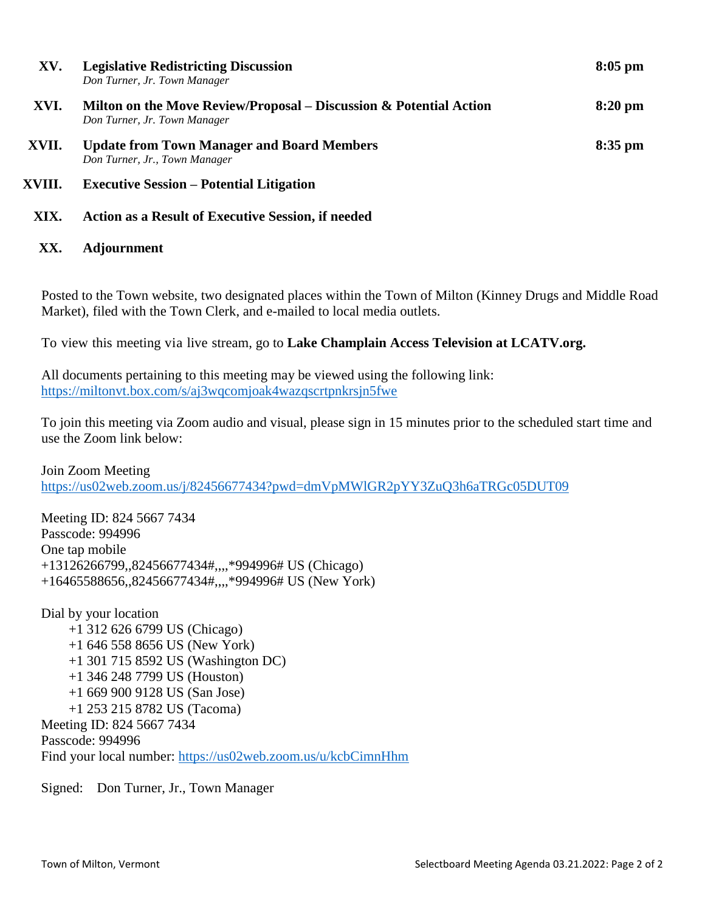**XV. Legislative Redistricting Discussion** **8:05 pm**
*Don Turner, Jr. Town Manager*

**XVI. Milton on the Move Review/Proposal – Discussion & Potential Action** **8:20 pm**
*Don Turner, Jr. Town Manager*

**XVII. Update from Town Manager and Board Members** **8:35 pm**
*Don Turner, Jr., Town Manager*

**XVIII. Executive Session – Potential Litigation**

**XIX. Action as a Result of Executive Session, if needed**

**XX. Adjournment**

Posted to the Town website, two designated places within the Town of Milton (Kinney Drugs and Middle Road Market), filed with the Town Clerk, and e-mailed to local media outlets.

To view this meeting via live stream, go to **Lake Champlain Access Television at LCATV.org.**

All documents pertaining to this meeting may be viewed using the following link:
https://miltonvt.box.com/s/aj3wqcomjoak4wazqscrtpnkrsjn5fwe

To join this meeting via Zoom audio and visual, please sign in 15 minutes prior to the scheduled start time and use the Zoom link below:

Join Zoom Meeting
https://us02web.zoom.us/j/82456677434?pwd=dmVpMWlGR2pYY3ZuQ3h6aTRGc05DUT09

Meeting ID: 824 5667 7434
Passcode: 994996
One tap mobile
+13126266799,,82456677434#,,,,*994996# US (Chicago)
+16465588656,,82456677434#,,,,*994996# US (New York)

Dial by your location
- +1 312 626 6799 US (Chicago)
- +1 646 558 8656 US (New York)
- +1 301 715 8592 US (Washington DC)
- +1 346 248 7799 US (Houston)
- +1 669 900 9128 US (San Jose)
- +1 253 215 8782 US (Tacoma)

Meeting ID: 824 5667 7434
Passcode: 994996
Find your local number: https://us02web.zoom.us/u/kcbCimnHhm

Signed: Don Turner, Jr., Town Manager